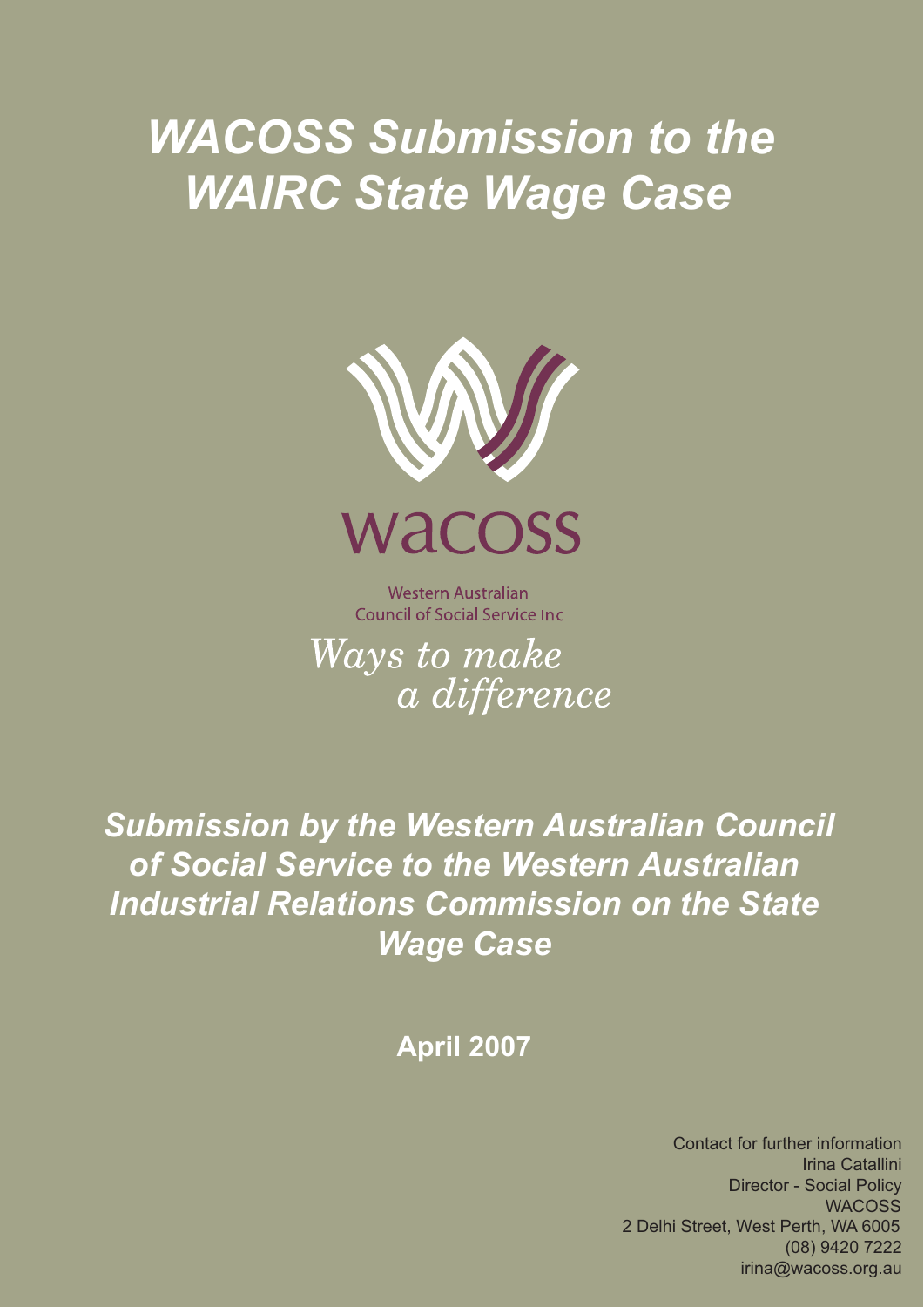# *WACOSS Submission to the WAIRC State Wage Case*

wacoss

Western Australian Council of Social Service Inc

*Ways to make a difference*

***Submission by the Western Australian Council of Social Service to the Western Australian Industrial Relations Commission on the State Wage Case***

**April 2007**

Contact for further information
Irina Catallini
Director - Social Policy
WACOSS
2 Delhi Street, West Perth, WA 6005
(08) 9420 7222
irina@wacoss.org.au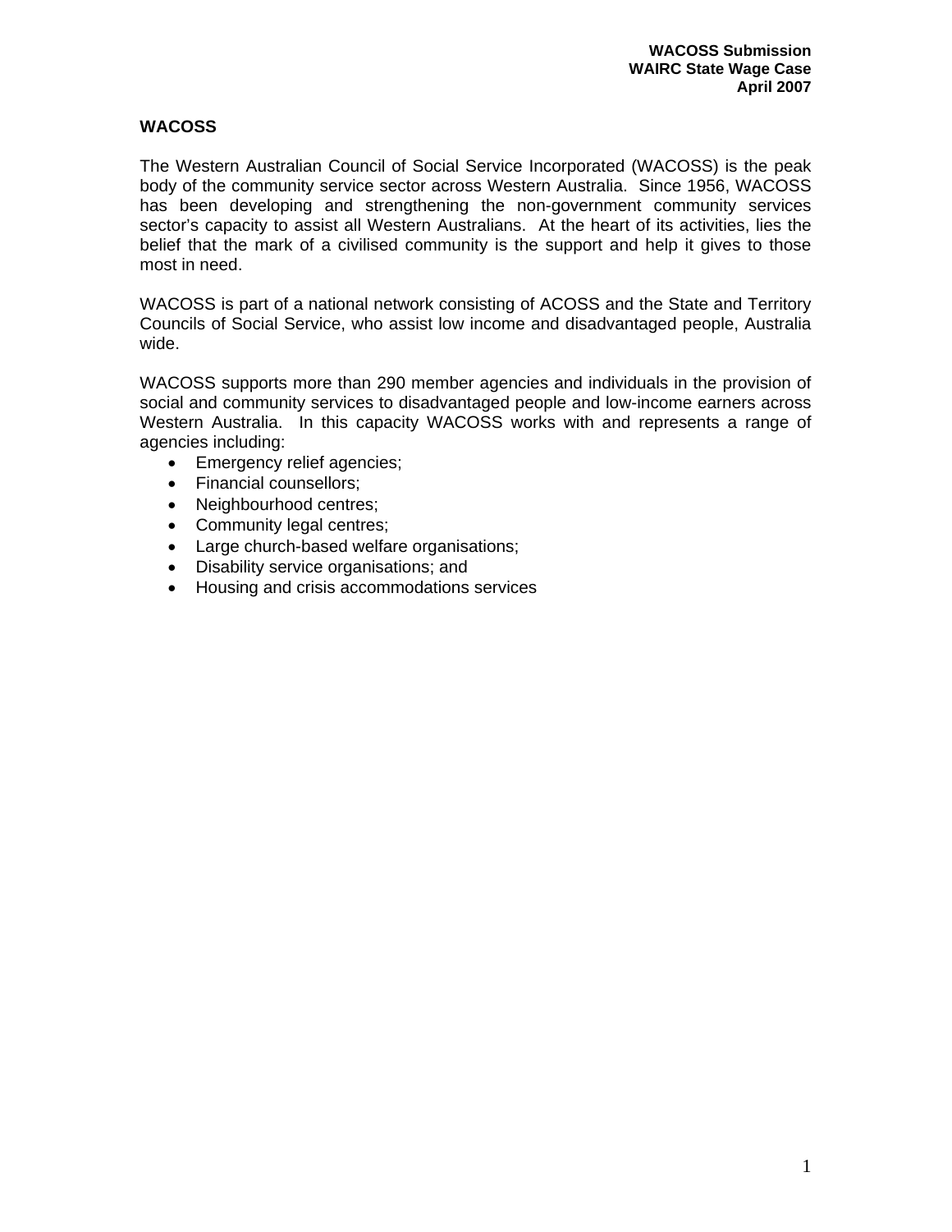## WACOSS

The Western Australian Council of Social Service Incorporated (WACOSS) is the peak body of the community service sector across Western Australia. Since 1956, WACOSS has been developing and strengthening the non-government community services sector's capacity to assist all Western Australians. At the heart of its activities, lies the belief that the mark of a civilised community is the support and help it gives to those most in need.

WACOSS is part of a national network consisting of ACOSS and the State and Territory Councils of Social Service, who assist low income and disadvantaged people, Australia wide.

WACOSS supports more than 290 member agencies and individuals in the provision of social and community services to disadvantaged people and low-income earners across Western Australia. In this capacity WACOSS works with and represents a range of agencies including:

- Emergency relief agencies;
- Financial counsellors;
- Neighbourhood centres;
- Community legal centres;
- Large church-based welfare organisations;
- Disability service organisations; and
- Housing and crisis accommodations services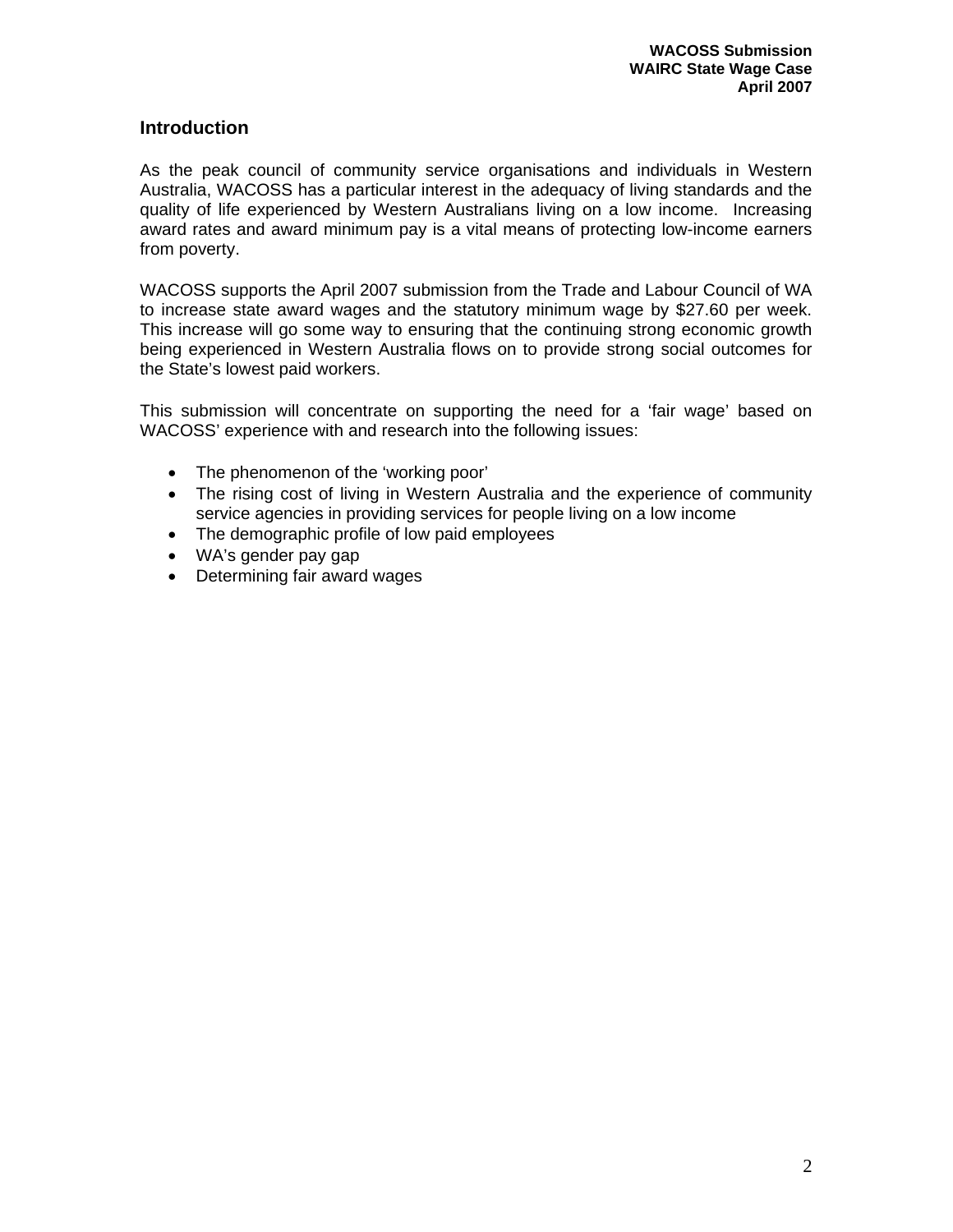## Introduction

As the peak council of community service organisations and individuals in Western Australia, WACOSS has a particular interest in the adequacy of living standards and the quality of life experienced by Western Australians living on a low income. Increasing award rates and award minimum pay is a vital means of protecting low-income earners from poverty.

WACOSS supports the April 2007 submission from the Trade and Labour Council of WA to increase state award wages and the statutory minimum wage by $27.60 per week. This increase will go some way to ensuring that the continuing strong economic growth being experienced in Western Australia flows on to provide strong social outcomes for the State's lowest paid workers.

This submission will concentrate on supporting the need for a 'fair wage' based on WACOSS' experience with and research into the following issues:

- The phenomenon of the 'working poor'
- The rising cost of living in Western Australia and the experience of community service agencies in providing services for people living on a low income
- The demographic profile of low paid employees
- WA's gender pay gap
- Determining fair award wages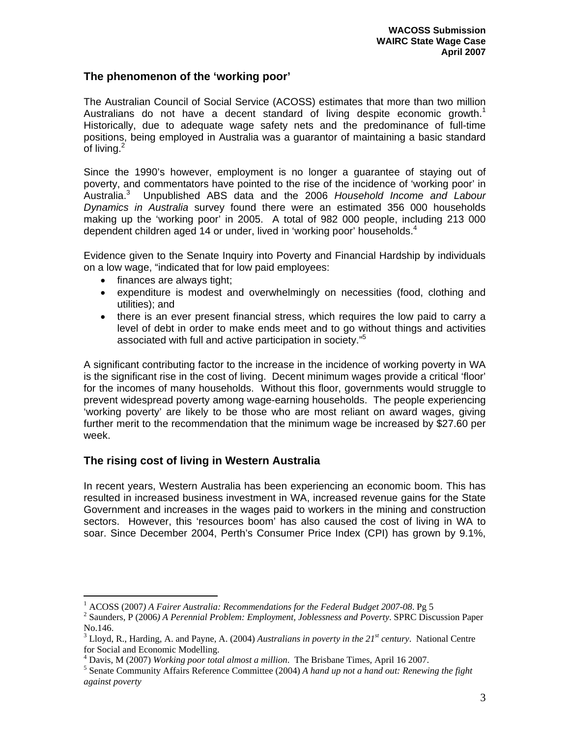## The phenomenon of the 'working poor'

The Australian Council of Social Service (ACOSS) estimates that more than two million Australians do not have a decent standard of living despite economic growth.[1] Historically, due to adequate wage safety nets and the predominance of full-time positions, being employed in Australia was a guarantor of maintaining a basic standard of living.[2]

Since the 1990's however, employment is no longer a guarantee of staying out of poverty, and commentators have pointed to the rise of the incidence of 'working poor' in Australia.[3] Unpublished ABS data and the 2006 *Household Income and Labour Dynamics in Australia* survey found there were an estimated 356 000 households making up the 'working poor' in 2005. A total of 982 000 people, including 213 000 dependent children aged 14 or under, lived in 'working poor' households.[4]

Evidence given to the Senate Inquiry into Poverty and Financial Hardship by individuals on a low wage, "indicated that for low paid employees:

- finances are always tight;
- expenditure is modest and overwhelmingly on necessities (food, clothing and utilities); and
- there is an ever present financial stress, which requires the low paid to carry a level of debt in order to make ends meet and to go without things and activities associated with full and active participation in society."[5]

A significant contributing factor to the increase in the incidence of working poverty in WA is the significant rise in the cost of living. Decent minimum wages provide a critical 'floor' for the incomes of many households. Without this floor, governments would struggle to prevent widespread poverty among wage-earning households. The people experiencing 'working poverty' are likely to be those who are most reliant on award wages, giving further merit to the recommendation that the minimum wage be increased by $27.60 per week.

## The rising cost of living in Western Australia

In recent years, Western Australia has been experiencing an economic boom. This has resulted in increased business investment in WA, increased revenue gains for the State Government and increases in the wages paid to workers in the mining and construction sectors. However, this 'resources boom' has also caused the cost of living in WA to soar. Since December 2004, Perth's Consumer Price Index (CPI) has grown by 9.1%,

---

[1] ACOSS (2007*) A Fairer Australia: Recommendations for the Federal Budget 2007-08*. Pg 5

[2] Saunders, P (2006*) A Perennial Problem: Employment, Joblessness and Poverty*. SPRC Discussion Paper No.146.

[3] Lloyd, R., Harding, A. and Payne, A. (2004) *Australians in poverty in the 21st century*. National Centre for Social and Economic Modelling.

[4] Davis, M (2007) *Working poor total almost a million*. The Brisbane Times, April 16 2007.

[5] Senate Community Affairs Reference Committee (2004) *A hand up not a hand out: Renewing the fight against poverty*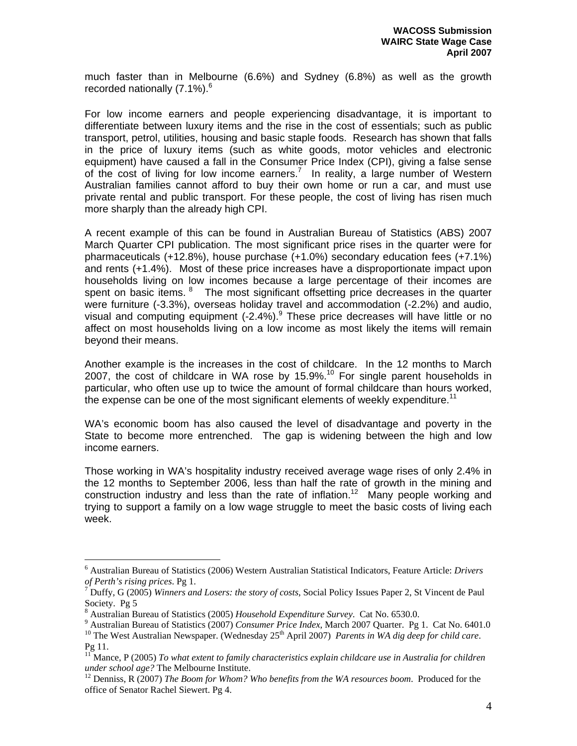much faster than in Melbourne (6.6%) and Sydney (6.8%) as well as the growth recorded nationally (7.1%).[6]

For low income earners and people experiencing disadvantage, it is important to differentiate between luxury items and the rise in the cost of essentials; such as public transport, petrol, utilities, housing and basic staple foods. Research has shown that falls in the price of luxury items (such as white goods, motor vehicles and electronic equipment) have caused a fall in the Consumer Price Index (CPI), giving a false sense of the cost of living for low income earners.[7] In reality, a large number of Western Australian families cannot afford to buy their own home or run a car, and must use private rental and public transport. For these people, the cost of living has risen much more sharply than the already high CPI.

A recent example of this can be found in Australian Bureau of Statistics (ABS) 2007 March Quarter CPI publication. The most significant price rises in the quarter were for pharmaceuticals (+12.8%), house purchase (+1.0%) secondary education fees (+7.1%) and rents (+1.4%). Most of these price increases have a disproportionate impact upon households living on low incomes because a large percentage of their incomes are spent on basic items.[8] The most significant offsetting price decreases in the quarter were furniture (-3.3%), overseas holiday travel and accommodation (-2.2%) and audio, visual and computing equipment (-2.4%).[9] These price decreases will have little or no affect on most households living on a low income as most likely the items will remain beyond their means.

Another example is the increases in the cost of childcare. In the 12 months to March 2007, the cost of childcare in WA rose by 15.9%.[10] For single parent households in particular, who often use up to twice the amount of formal childcare than hours worked, the expense can be one of the most significant elements of weekly expenditure.[11]

WA's economic boom has also caused the level of disadvantage and poverty in the State to become more entrenched. The gap is widening between the high and low income earners.

Those working in WA's hospitality industry received average wage rises of only 2.4% in the 12 months to September 2006, less than half the rate of growth in the mining and construction industry and less than the rate of inflation.[12] Many people working and trying to support a family on a low wage struggle to meet the basic costs of living each week.

---

[6] Australian Bureau of Statistics (2006) Western Australian Statistical Indicators, Feature Article: *Drivers of Perth's rising prices*. Pg 1.

[7] Duffy, G (2005) *Winners and Losers: the story of costs*, Social Policy Issues Paper 2, St Vincent de Paul Society. Pg 5

[8] Australian Bureau of Statistics (2005) *Household Expenditure Survey*. Cat No. 6530.0.

[9] Australian Bureau of Statistics (2007) *Consumer Price Index*, March 2007 Quarter. Pg 1. Cat No. 6401.0

[10] The West Australian Newspaper. (Wednesday 25th April 2007) *Parents in WA dig deep for child care*. Pg 11.

[11] Mance, P (2005) *To what extent to family characteristics explain childcare use in Australia for children under school age?* The Melbourne Institute.

[12] Denniss, R (2007) *The Boom for Whom? Who benefits from the WA resources boom*. Produced for the office of Senator Rachel Siewert. Pg 4.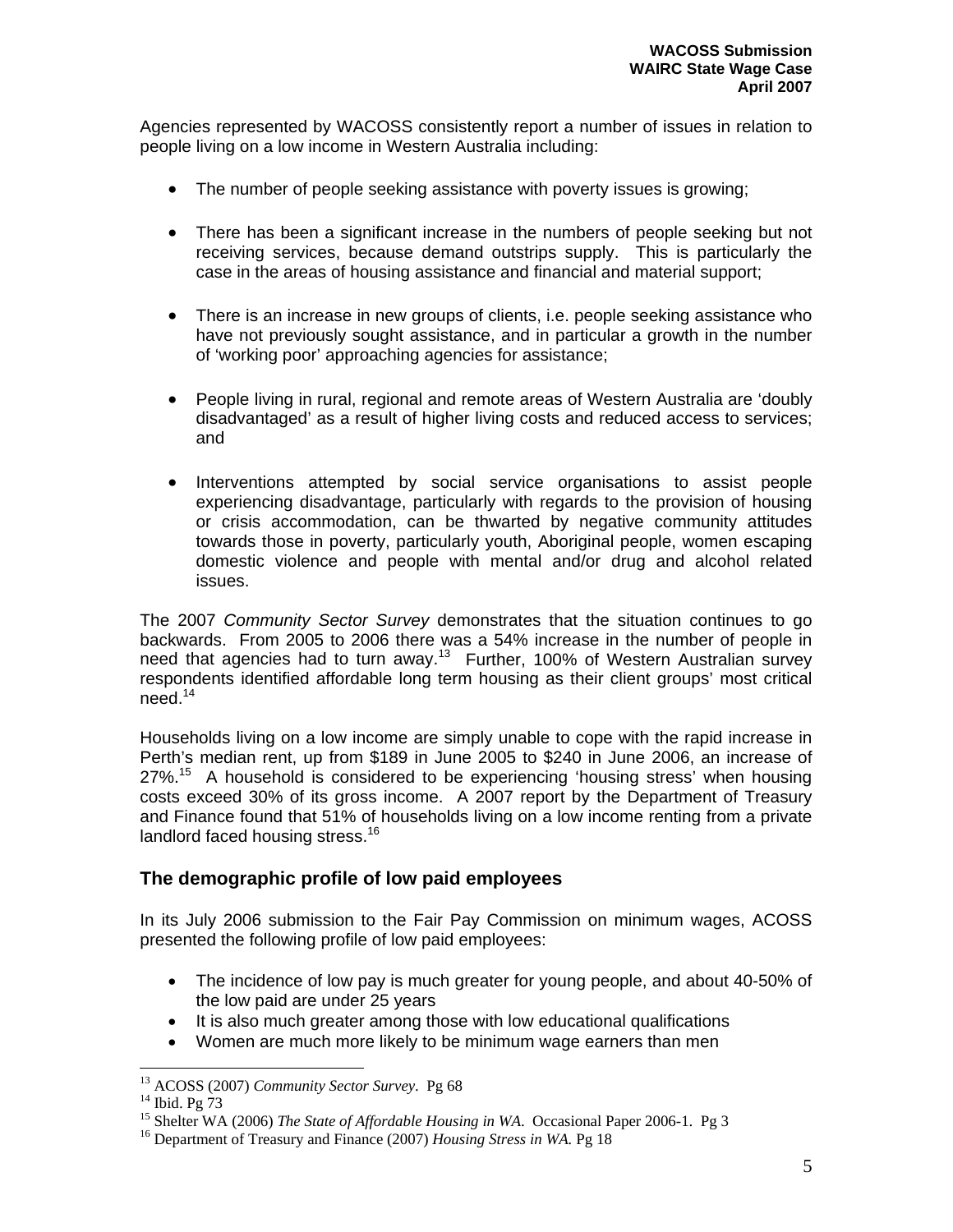Agencies represented by WACOSS consistently report a number of issues in relation to people living on a low income in Western Australia including:

- The number of people seeking assistance with poverty issues is growing;

- There has been a significant increase in the numbers of people seeking but not receiving services, because demand outstrips supply. This is particularly the case in the areas of housing assistance and financial and material support;

- There is an increase in new groups of clients, i.e. people seeking assistance who have not previously sought assistance, and in particular a growth in the number of 'working poor' approaching agencies for assistance;

- People living in rural, regional and remote areas of Western Australia are 'doubly disadvantaged' as a result of higher living costs and reduced access to services; and

- Interventions attempted by social service organisations to assist people experiencing disadvantage, particularly with regards to the provision of housing or crisis accommodation, can be thwarted by negative community attitudes towards those in poverty, particularly youth, Aboriginal people, women escaping domestic violence and people with mental and/or drug and alcohol related issues.

The 2007 *Community Sector Survey* demonstrates that the situation continues to go backwards. From 2005 to 2006 there was a 54% increase in the number of people in need that agencies had to turn away.[13] Further, 100% of Western Australian survey respondents identified affordable long term housing as their client groups' most critical need.[14]

Households living on a low income are simply unable to cope with the rapid increase in Perth's median rent, up from $189 in June 2005 to $240 in June 2006, an increase of 27%.[15] A household is considered to be experiencing 'housing stress' when housing costs exceed 30% of its gross income. A 2007 report by the Department of Treasury and Finance found that 51% of households living on a low income renting from a private landlord faced housing stress.[16]

## The demographic profile of low paid employees

In its July 2006 submission to the Fair Pay Commission on minimum wages, ACOSS presented the following profile of low paid employees:

- The incidence of low pay is much greater for young people, and about 40-50% of the low paid are under 25 years
- It is also much greater among those with low educational qualifications
- Women are much more likely to be minimum wage earners than men

---

[13] ACOSS (2007) *Community Sector Survey*. Pg 68
[14] Ibid. Pg 73
[15] Shelter WA (2006) *The State of Affordable Housing in WA*. Occasional Paper 2006-1. Pg 3
[16] Department of Treasury and Finance (2007) *Housing Stress in WA.* Pg 18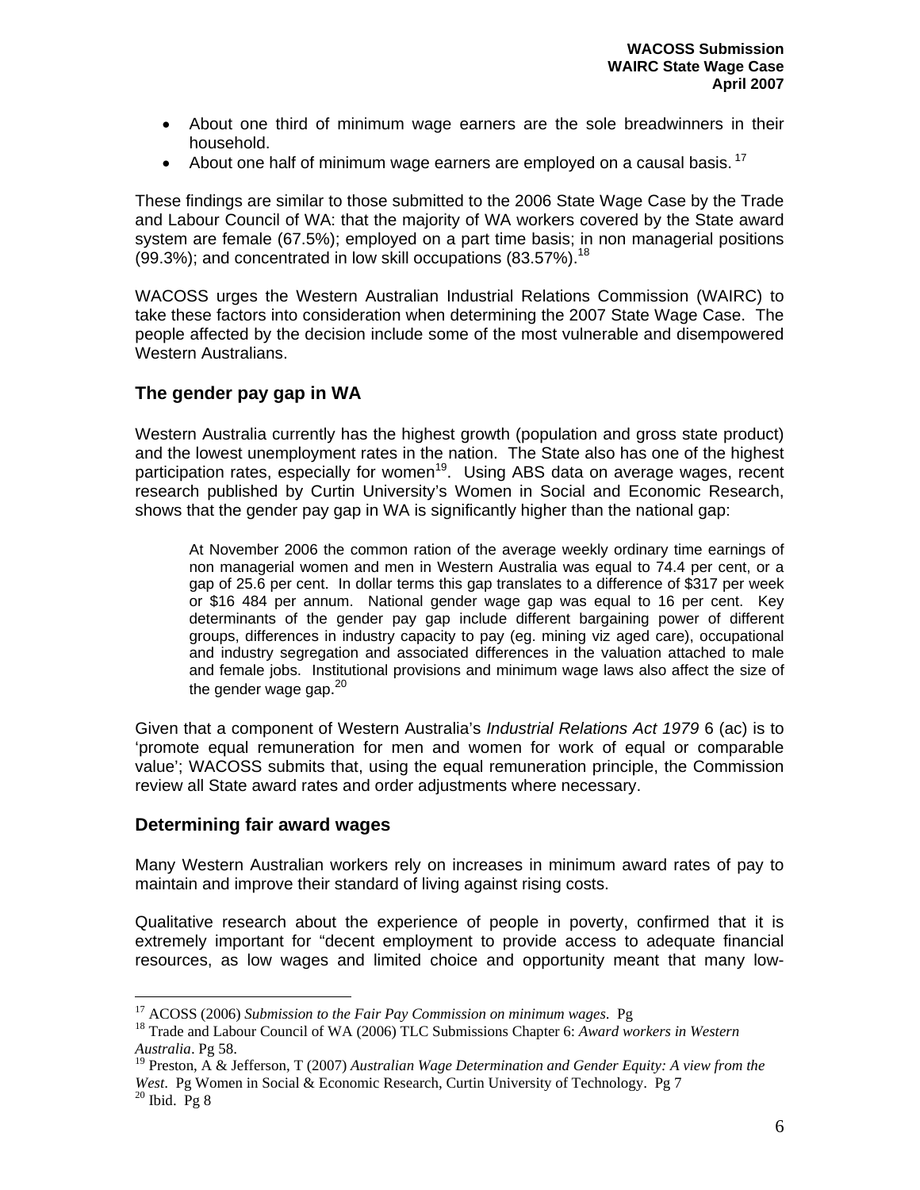- About one third of minimum wage earners are the sole breadwinners in their household.
- About one half of minimum wage earners are employed on a causal basis. [17]

These findings are similar to those submitted to the 2006 State Wage Case by the Trade and Labour Council of WA: that the majority of WA workers covered by the State award system are female (67.5%); employed on a part time basis; in non managerial positions (99.3%); and concentrated in low skill occupations (83.57%).[18]

WACOSS urges the Western Australian Industrial Relations Commission (WAIRC) to take these factors into consideration when determining the 2007 State Wage Case. The people affected by the decision include some of the most vulnerable and disempowered Western Australians.

## The gender pay gap in WA

Western Australia currently has the highest growth (population and gross state product) and the lowest unemployment rates in the nation. The State also has one of the highest participation rates, especially for women[19]. Using ABS data on average wages, recent research published by Curtin University's Women in Social and Economic Research, shows that the gender pay gap in WA is significantly higher than the national gap:

> At November 2006 the common ration of the average weekly ordinary time earnings of non managerial women and men in Western Australia was equal to 74.4 per cent, or a gap of 25.6 per cent. In dollar terms this gap translates to a difference of $317 per week or $16 484 per annum. National gender wage gap was equal to 16 per cent. Key determinants of the gender pay gap include different bargaining power of different groups, differences in industry capacity to pay (eg. mining viz aged care), occupational and industry segregation and associated differences in the valuation attached to male and female jobs. Institutional provisions and minimum wage laws also affect the size of the gender wage gap.[20]

Given that a component of Western Australia's *Industrial Relations Act 1979* 6 (ac) is to 'promote equal remuneration for men and women for work of equal or comparable value'; WACOSS submits that, using the equal remuneration principle, the Commission review all State award rates and order adjustments where necessary.

## Determining fair award wages

Many Western Australian workers rely on increases in minimum award rates of pay to maintain and improve their standard of living against rising costs.

Qualitative research about the experience of people in poverty, confirmed that it is extremely important for "decent employment to provide access to adequate financial resources, as low wages and limited choice and opportunity meant that many low-

---

[17] ACOSS (2006) *Submission to the Fair Pay Commission on minimum wages*. Pg

[18] Trade and Labour Council of WA (2006) TLC Submissions Chapter 6: *Award workers in Western Australia*. Pg 58.

[19] Preston, A & Jefferson, T (2007) *Australian Wage Determination and Gender Equity: A view from the West*. Pg Women in Social & Economic Research, Curtin University of Technology. Pg 7

[20] Ibid. Pg 8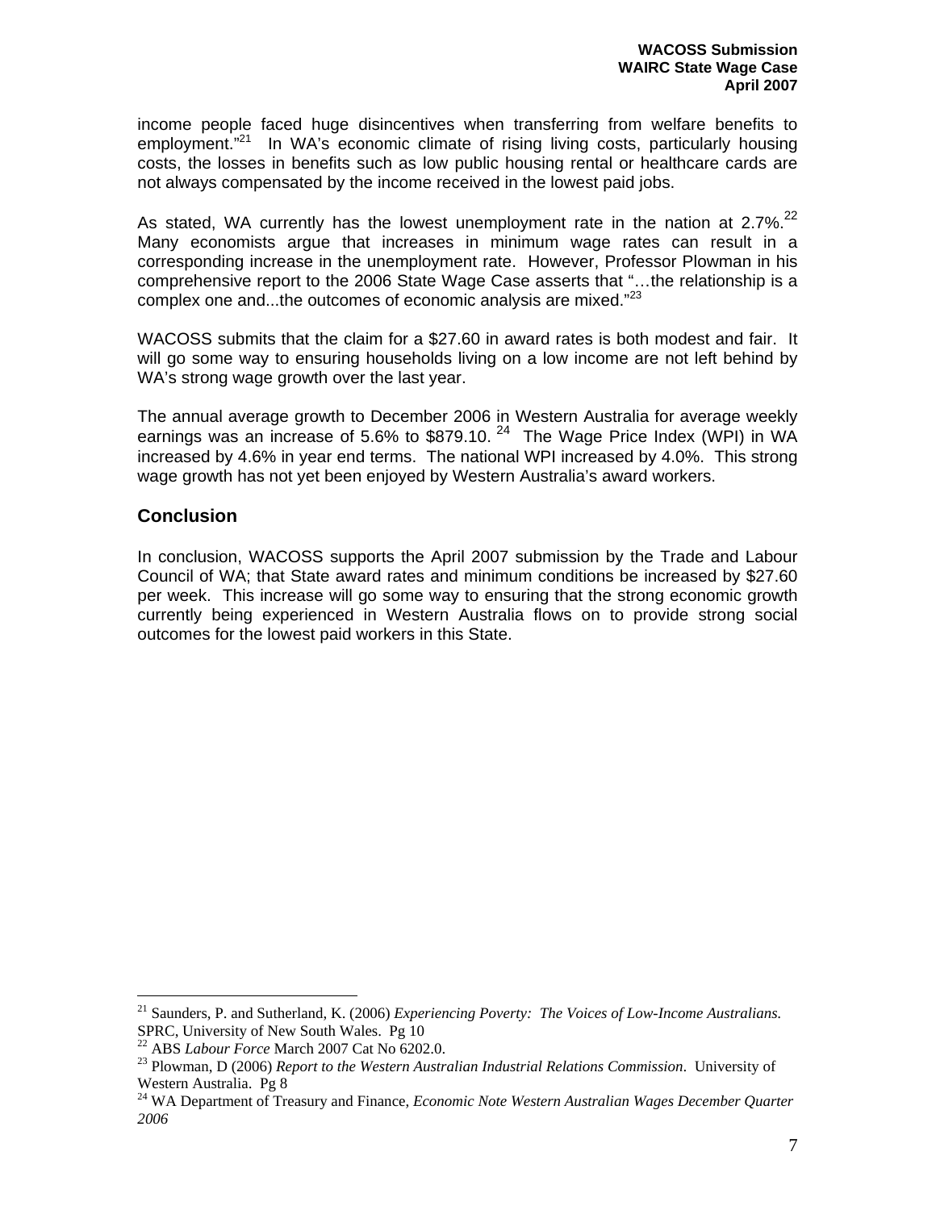income people faced huge disincentives when transferring from welfare benefits to employment."[21] In WA's economic climate of rising living costs, particularly housing costs, the losses in benefits such as low public housing rental or healthcare cards are not always compensated by the income received in the lowest paid jobs.

As stated, WA currently has the lowest unemployment rate in the nation at 2.7%.[22] Many economists argue that increases in minimum wage rates can result in a corresponding increase in the unemployment rate. However, Professor Plowman in his comprehensive report to the 2006 State Wage Case asserts that "…the relationship is a complex one and...the outcomes of economic analysis are mixed."[23]

WACOSS submits that the claim for a $27.60 in award rates is both modest and fair. It will go some way to ensuring households living on a low income are not left behind by WA's strong wage growth over the last year.

The annual average growth to December 2006 in Western Australia for average weekly earnings was an increase of 5.6% to $879.10. [24] The Wage Price Index (WPI) in WA increased by 4.6% in year end terms. The national WPI increased by 4.0%. This strong wage growth has not yet been enjoyed by Western Australia's award workers.

## Conclusion

In conclusion, WACOSS supports the April 2007 submission by the Trade and Labour Council of WA; that State award rates and minimum conditions be increased by $27.60 per week. This increase will go some way to ensuring that the strong economic growth currently being experienced in Western Australia flows on to provide strong social outcomes for the lowest paid workers in this State.

---

[21] Saunders, P. and Sutherland, K. (2006) *Experiencing Poverty: The Voices of Low-Income Australians.* SPRC, University of New South Wales. Pg 10

[22] ABS *Labour Force* March 2007 Cat No 6202.0.

[23] Plowman, D (2006) *Report to the Western Australian Industrial Relations Commission*. University of Western Australia. Pg 8

[24] WA Department of Treasury and Finance, *Economic Note Western Australian Wages December Quarter 2006*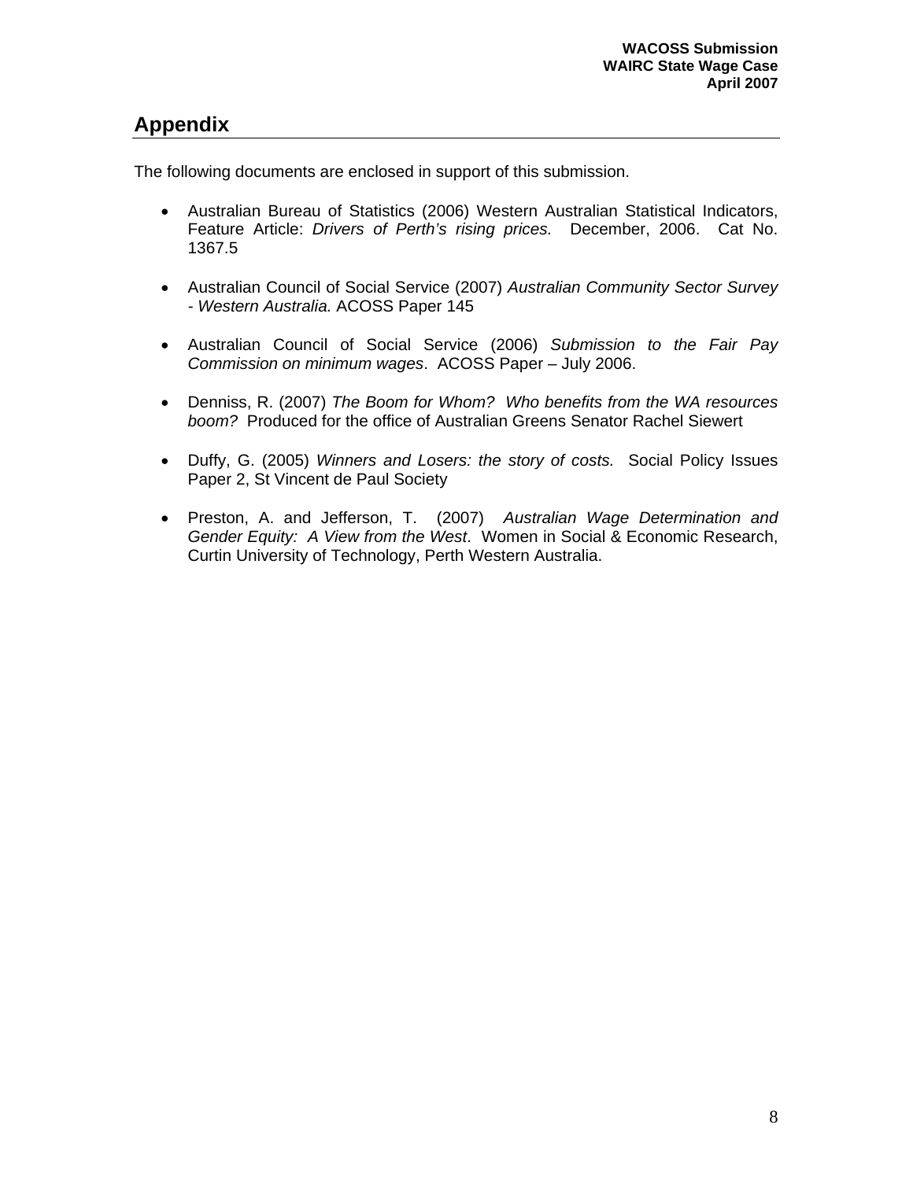## Appendix

The following documents are enclosed in support of this submission.

- Australian Bureau of Statistics (2006) Western Australian Statistical Indicators, Feature Article: *Drivers of Perth's rising prices.* December, 2006. Cat No. 1367.5
- Australian Council of Social Service (2007) *Australian Community Sector Survey - Western Australia.* ACOSS Paper 145
- Australian Council of Social Service (2006) *Submission to the Fair Pay Commission on minimum wages*. ACOSS Paper – July 2006.
- Denniss, R. (2007) *The Boom for Whom? Who benefits from the WA resources boom?* Produced for the office of Australian Greens Senator Rachel Siewert
- Duffy, G. (2005) *Winners and Losers: the story of costs.* Social Policy Issues Paper 2, St Vincent de Paul Society
- Preston, A. and Jefferson, T. (2007) *Australian Wage Determination and Gender Equity: A View from the West*. Women in Social & Economic Research, Curtin University of Technology, Perth Western Australia.